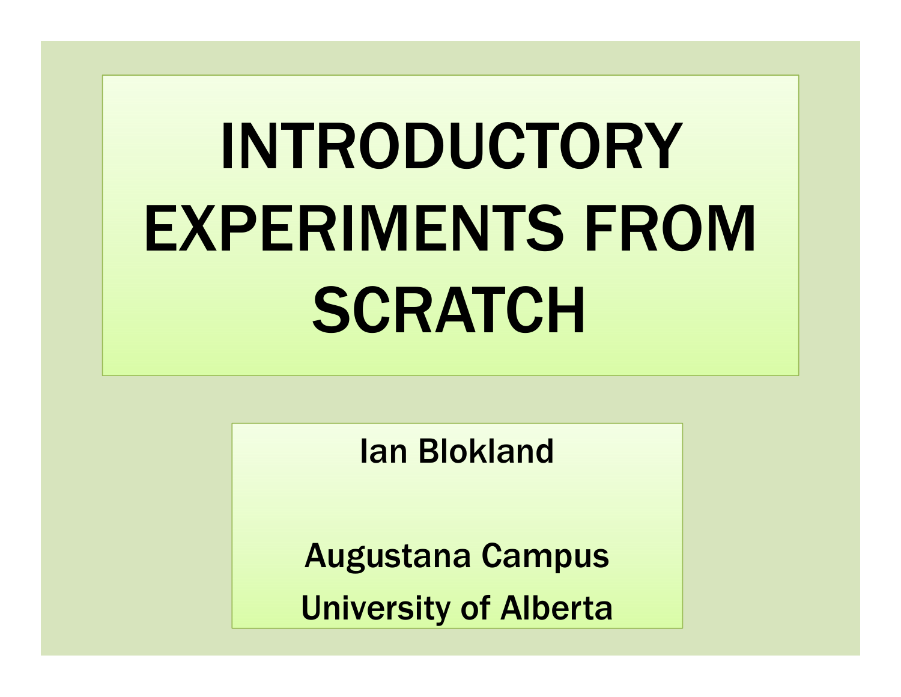# INTRODUCTORY EXPERIMENTS FROM SCRATCH

Ian Blokland

Augustana Campus
University of Alberta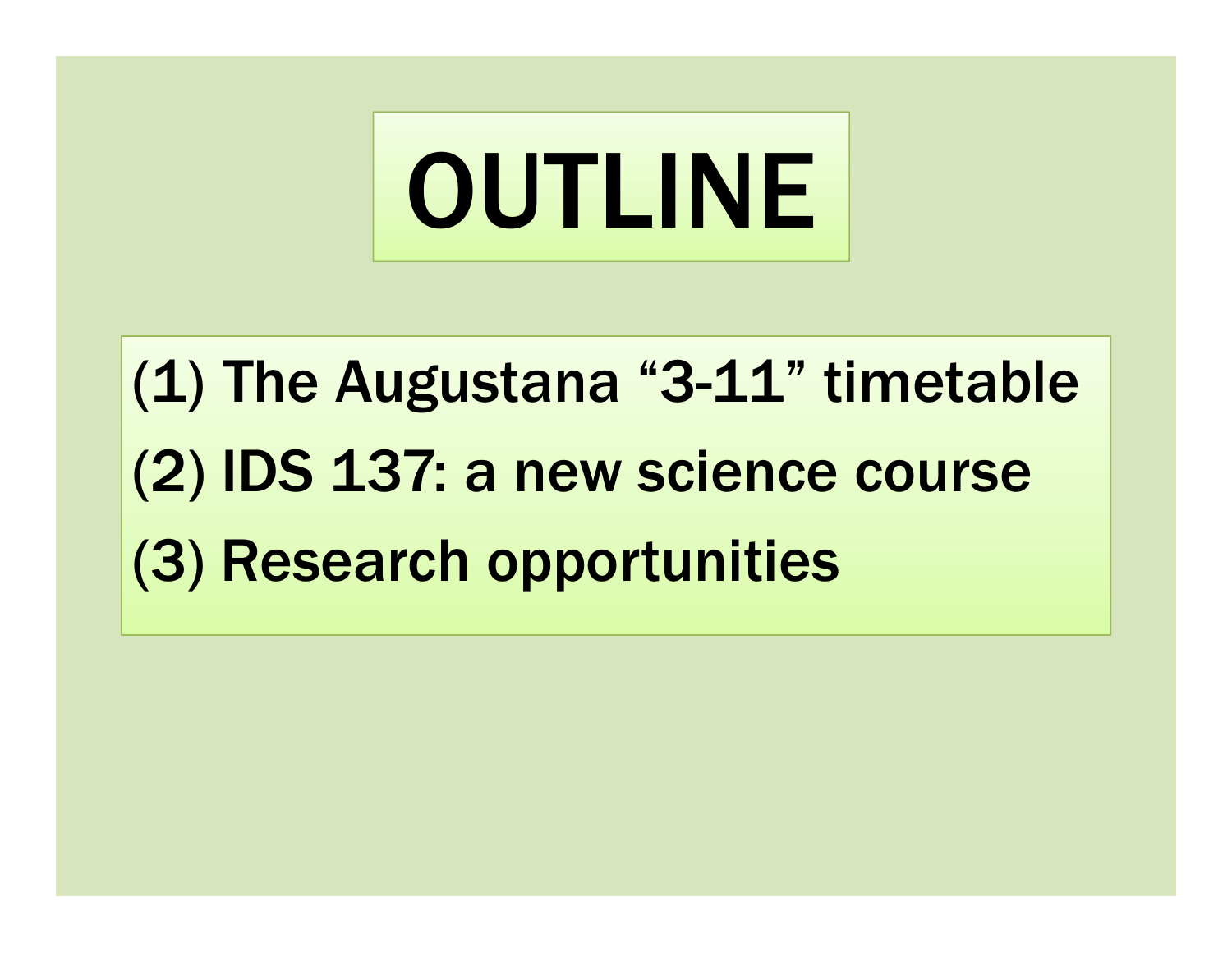# OUTLINE

(1) The Augustana “3-11” timetable

(2) IDS 137: a new science course

(3) Research opportunities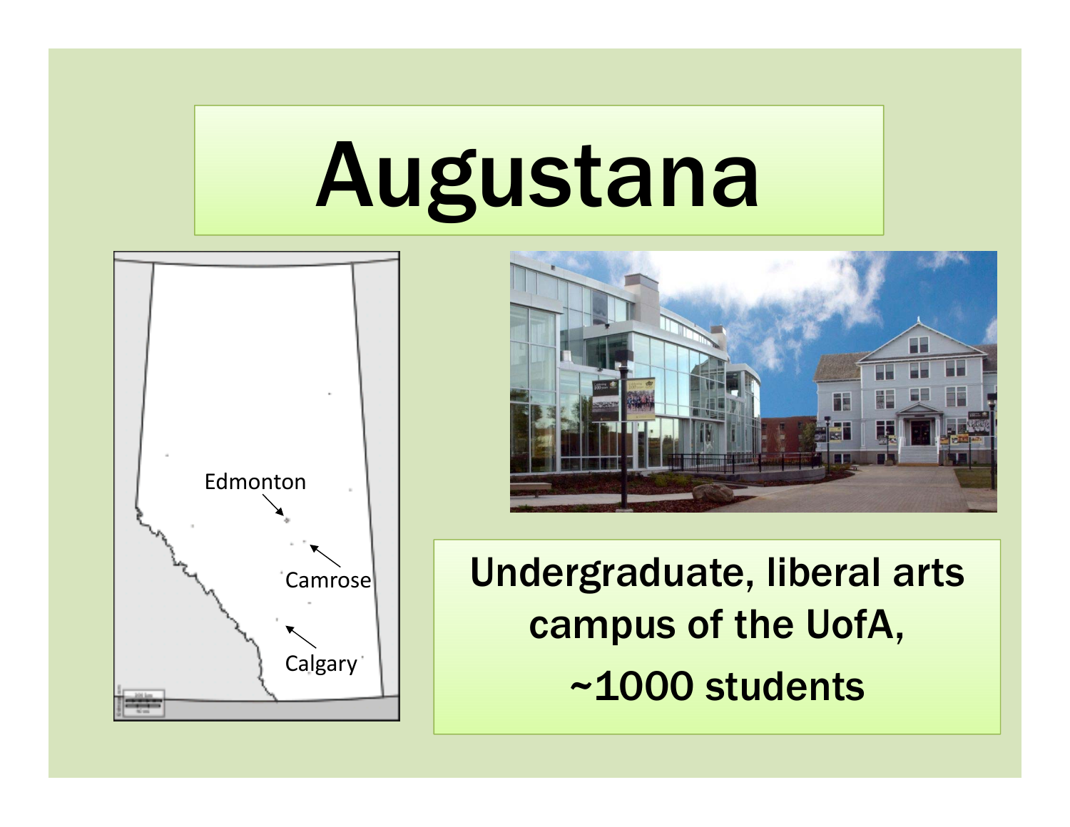# Augustana

Edmonton

Camrose

Calgary

Undergraduate, liberal arts campus of the UofA, ~1000 students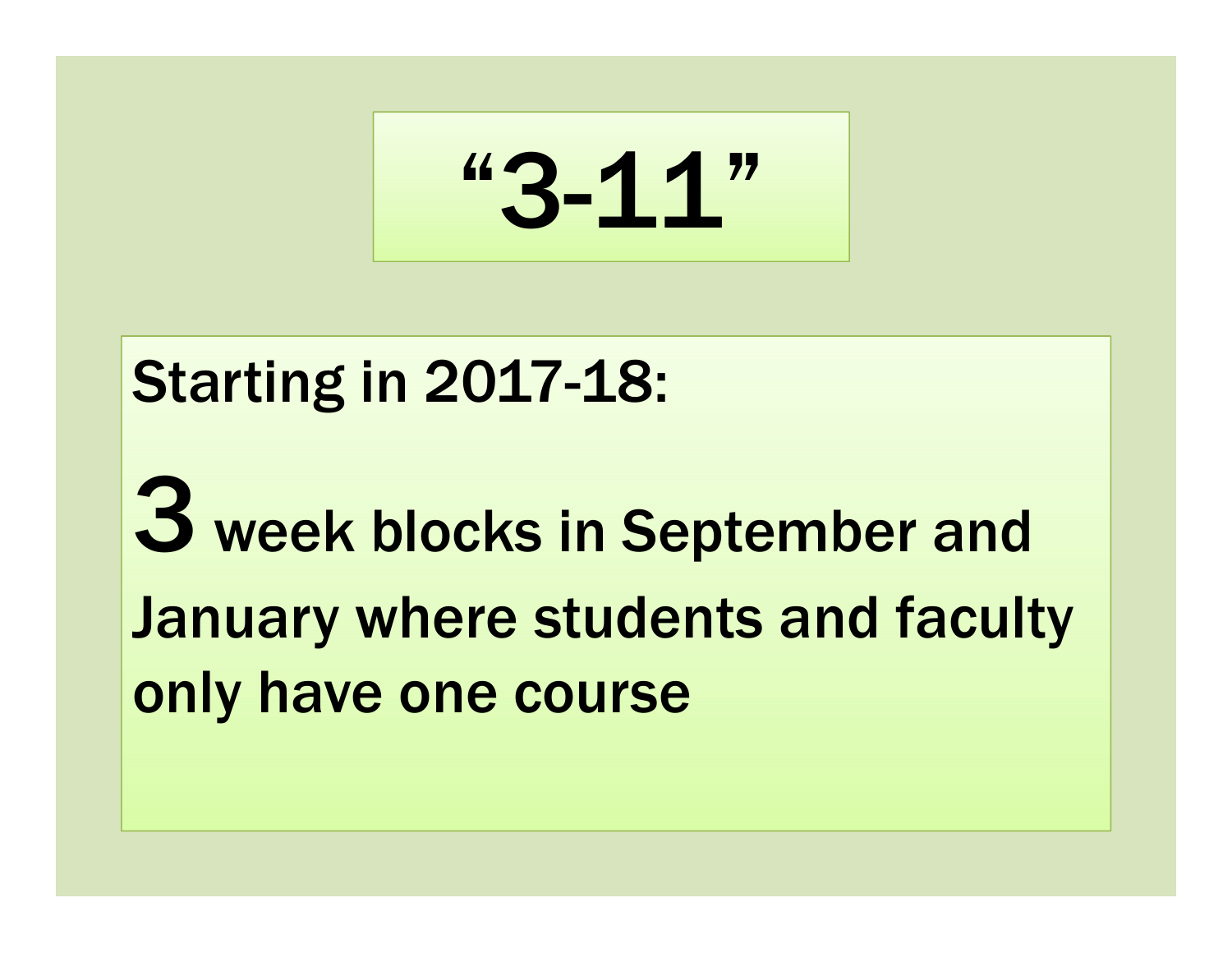# "3-11"

Starting in 2017-18:

**3** week blocks in September and January where students and faculty only have one course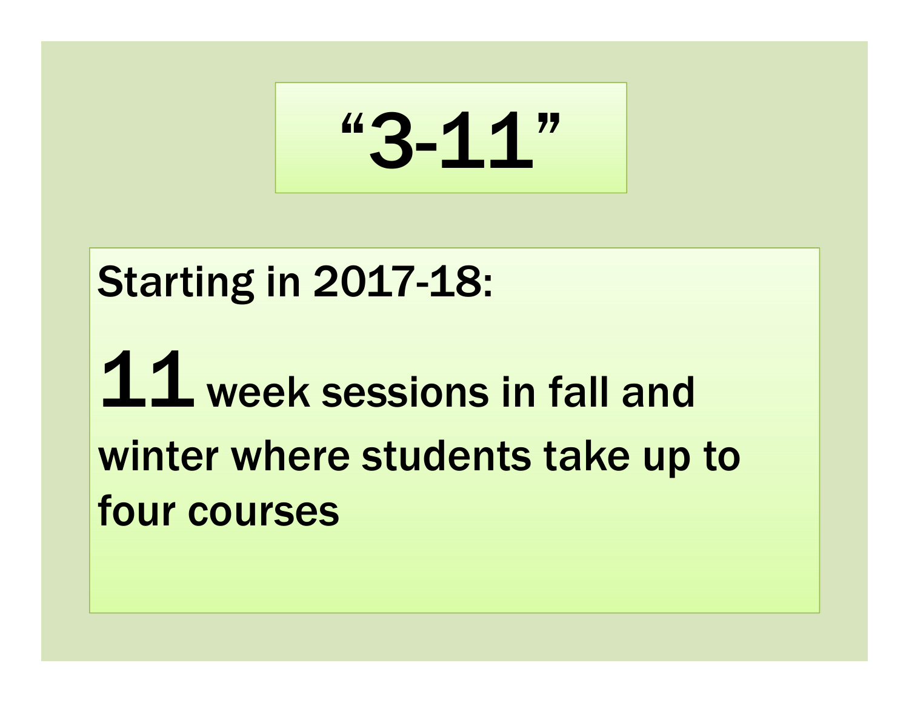# "3-11"

Starting in 2017-18:

**11** week sessions in fall and winter where students take up to four courses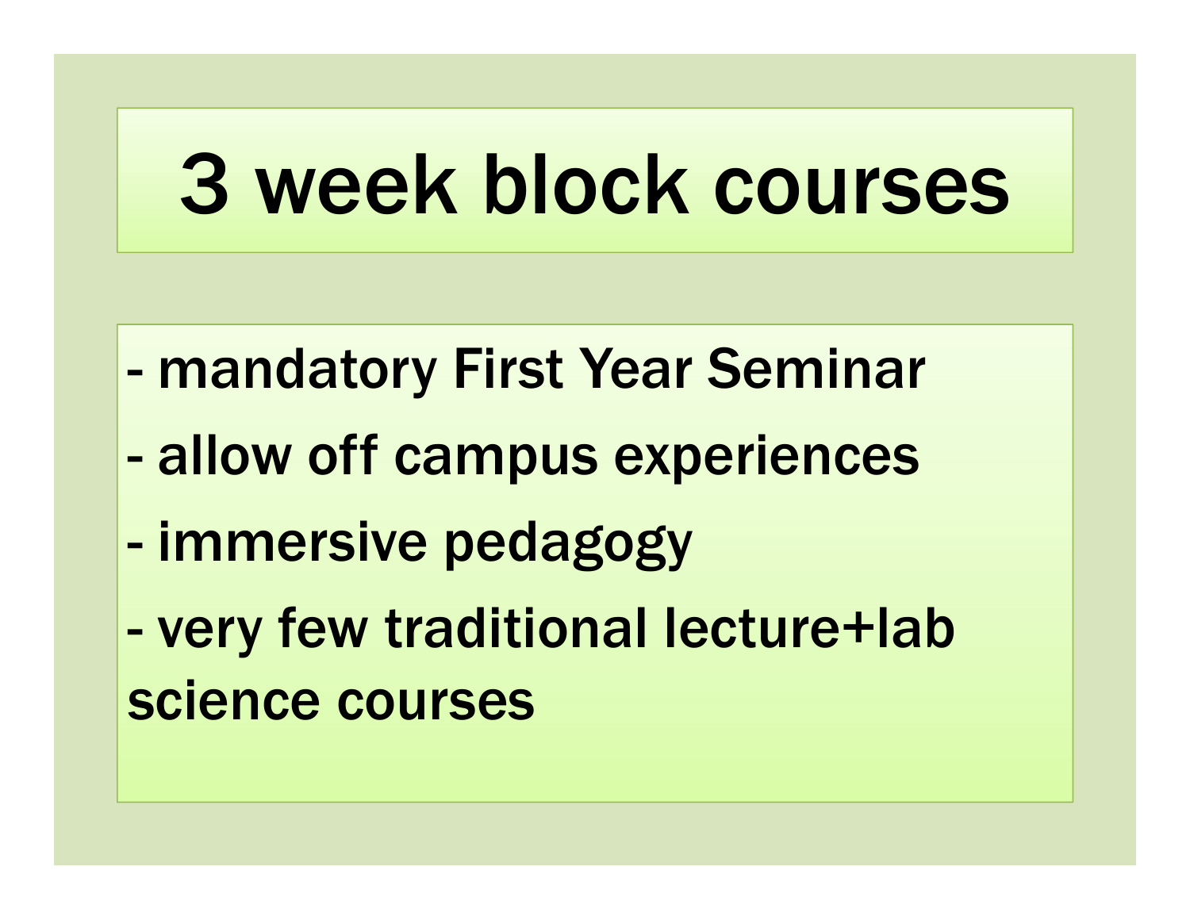# 3 week block courses

- mandatory First Year Seminar
- allow off campus experiences
- immersive pedagogy
- very few traditional lecture+lab science courses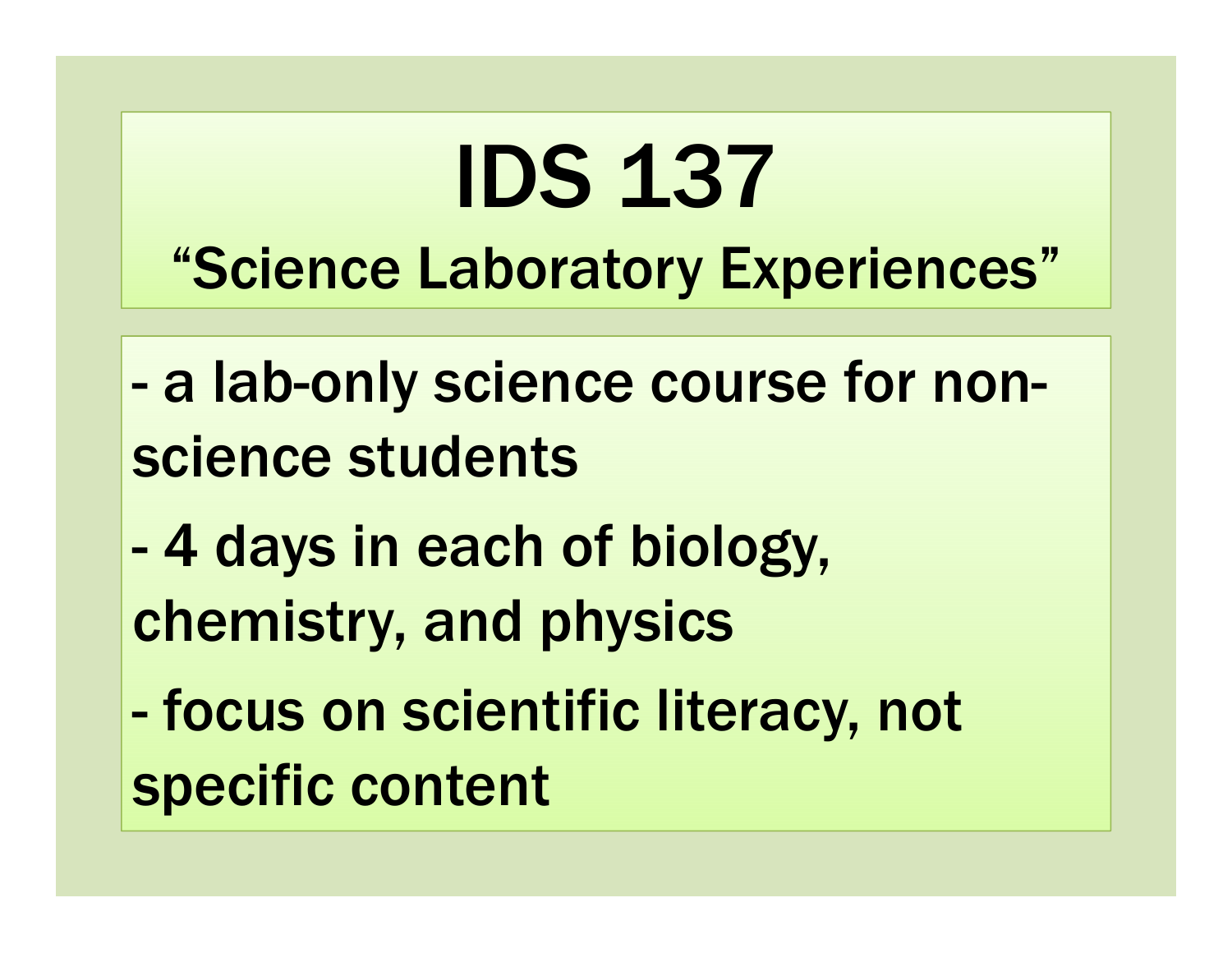# IDS 137

## "Science Laboratory Experiences"

- a lab-only science course for non-science students
- 4 days in each of biology, chemistry, and physics
- focus on scientific literacy, not specific content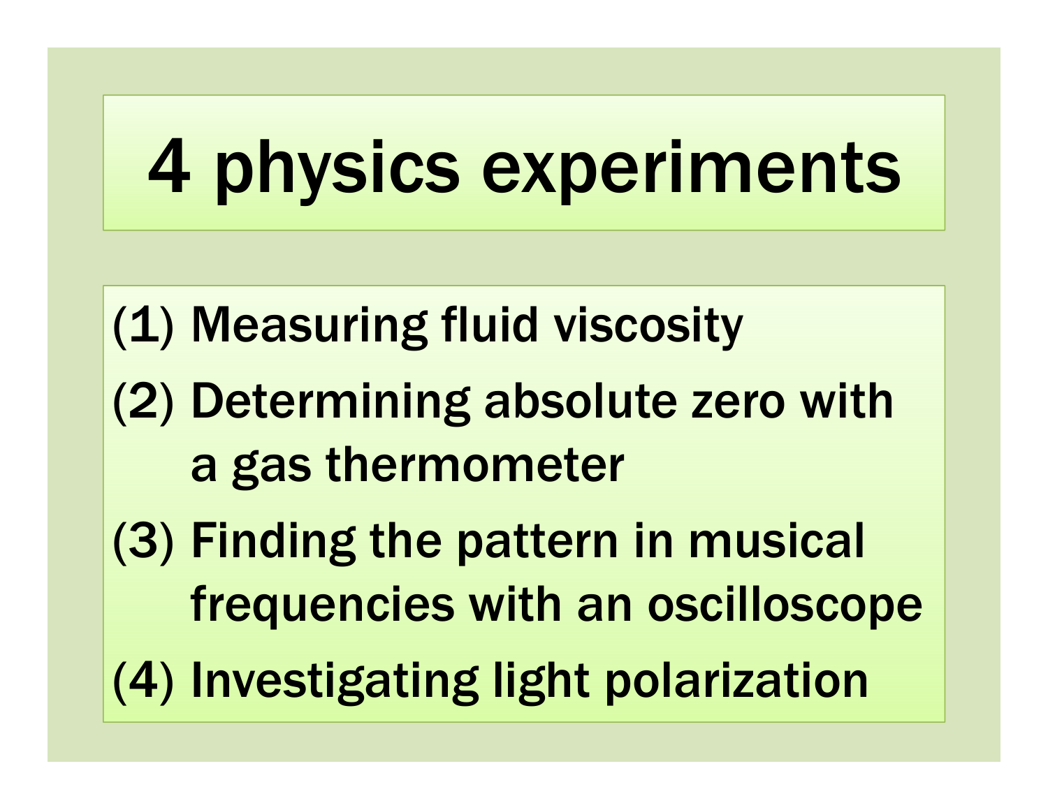# 4 physics experiments

(1) Measuring fluid viscosity

(2) Determining absolute zero with a gas thermometer

(3) Finding the pattern in musical frequencies with an oscilloscope

(4) Investigating light polarization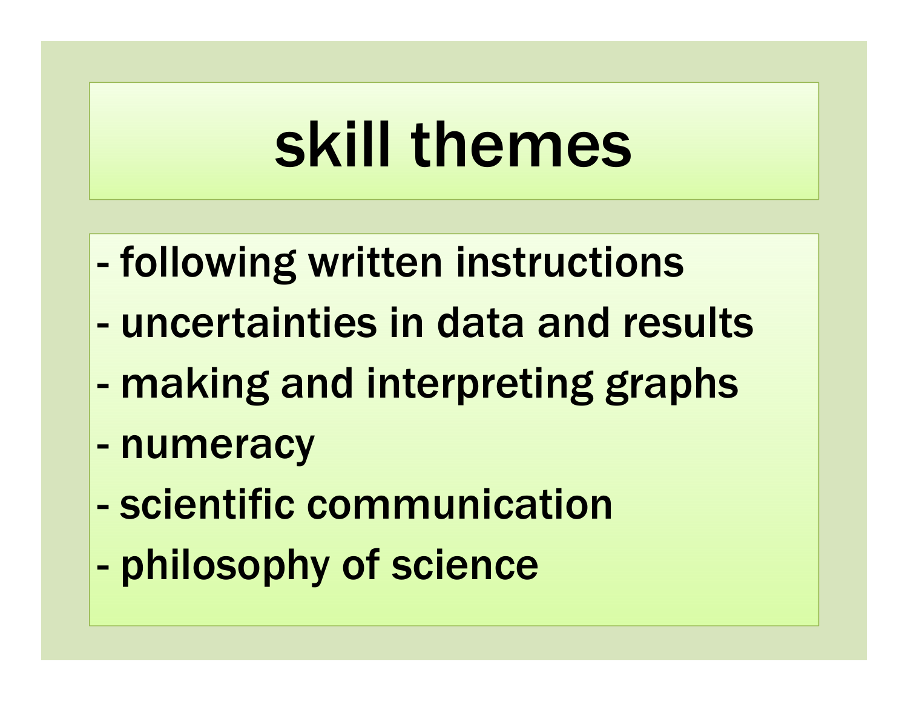# skill themes

- following written instructions
- uncertainties in data and results
- making and interpreting graphs
- numeracy
- scientific communication
- philosophy of science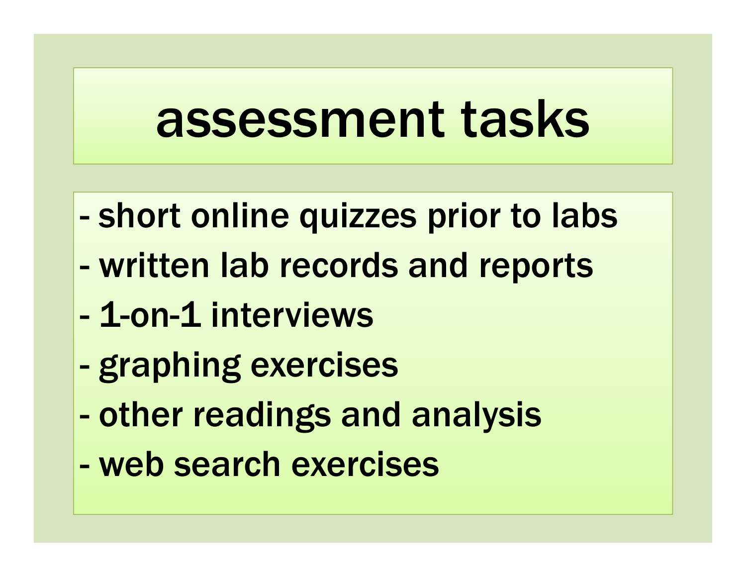# assessment tasks

- short online quizzes prior to labs
- written lab records and reports
- 1-on-1 interviews
- graphing exercises
- other readings and analysis
- web search exercises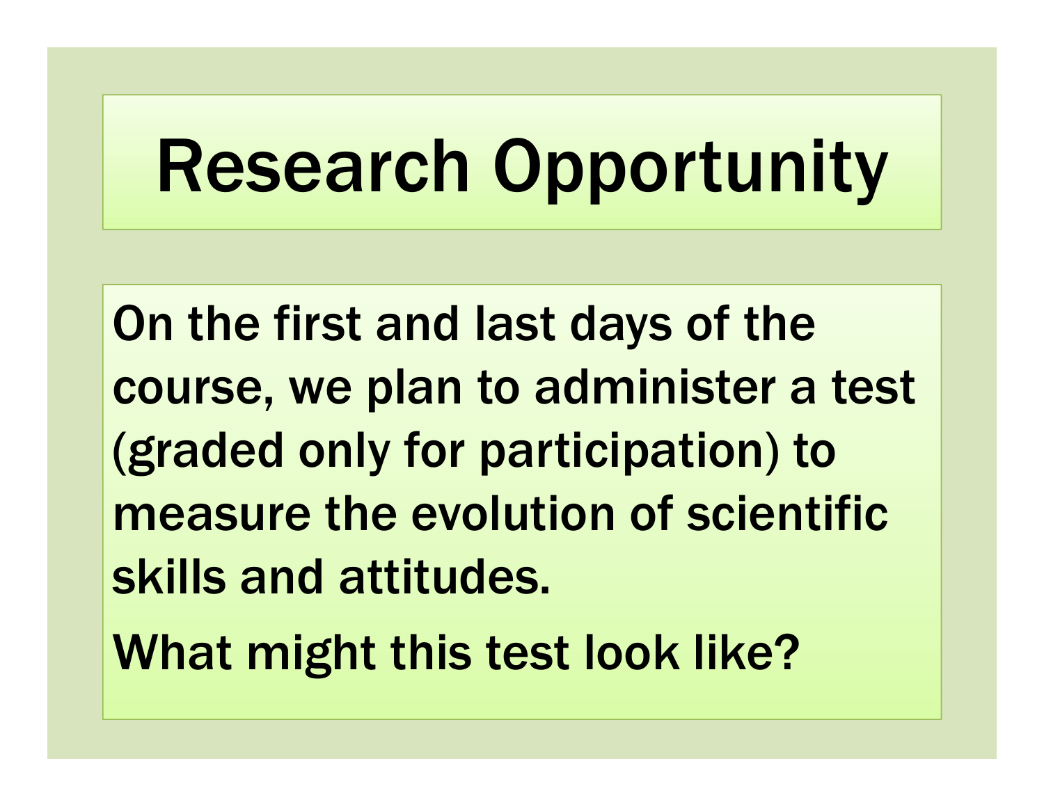# Research Opportunity

On the first and last days of the course, we plan to administer a test (graded only for participation) to measure the evolution of scientific skills and attitudes.

What might this test look like?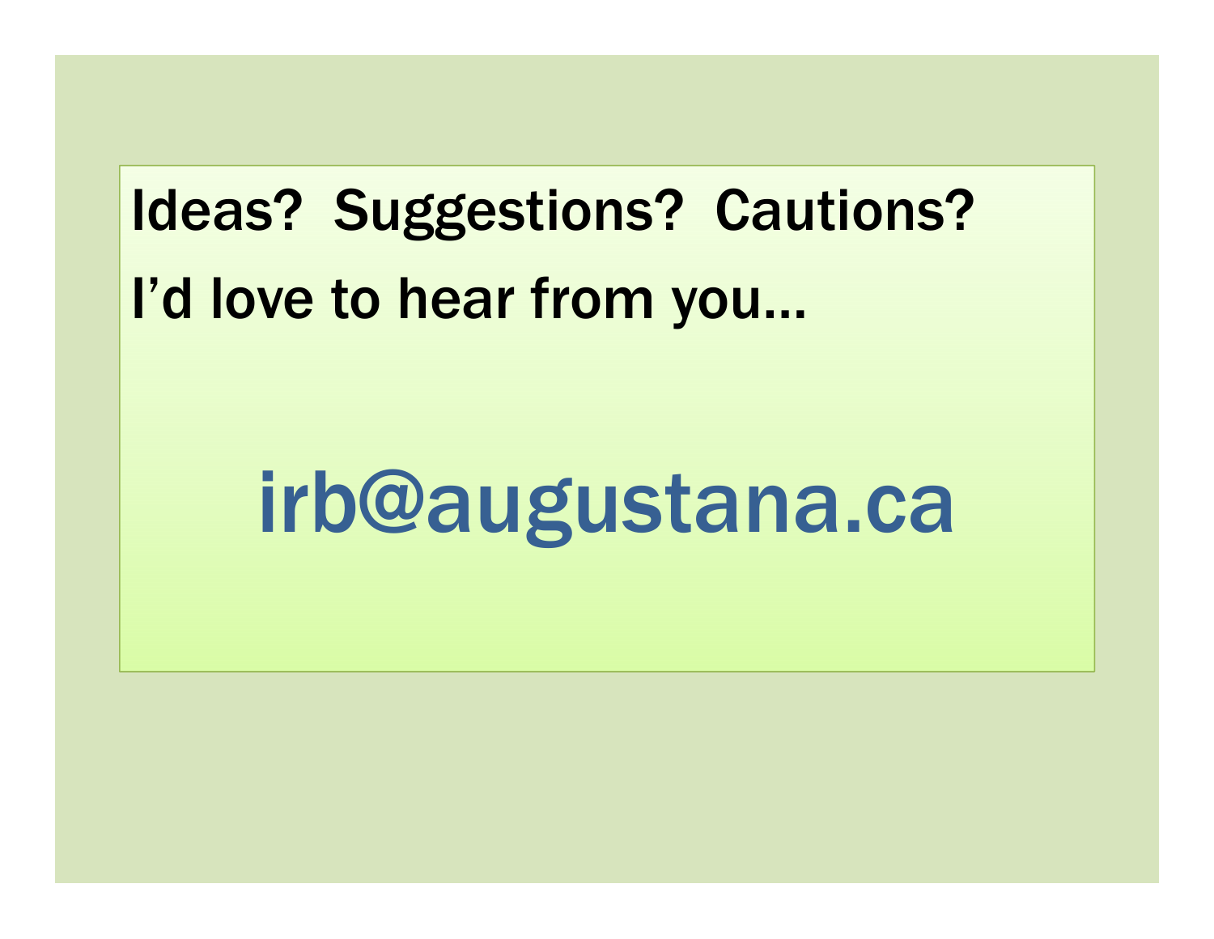Ideas? Suggestions? Cautions?

I'd love to hear from you…

irb@augustana.ca